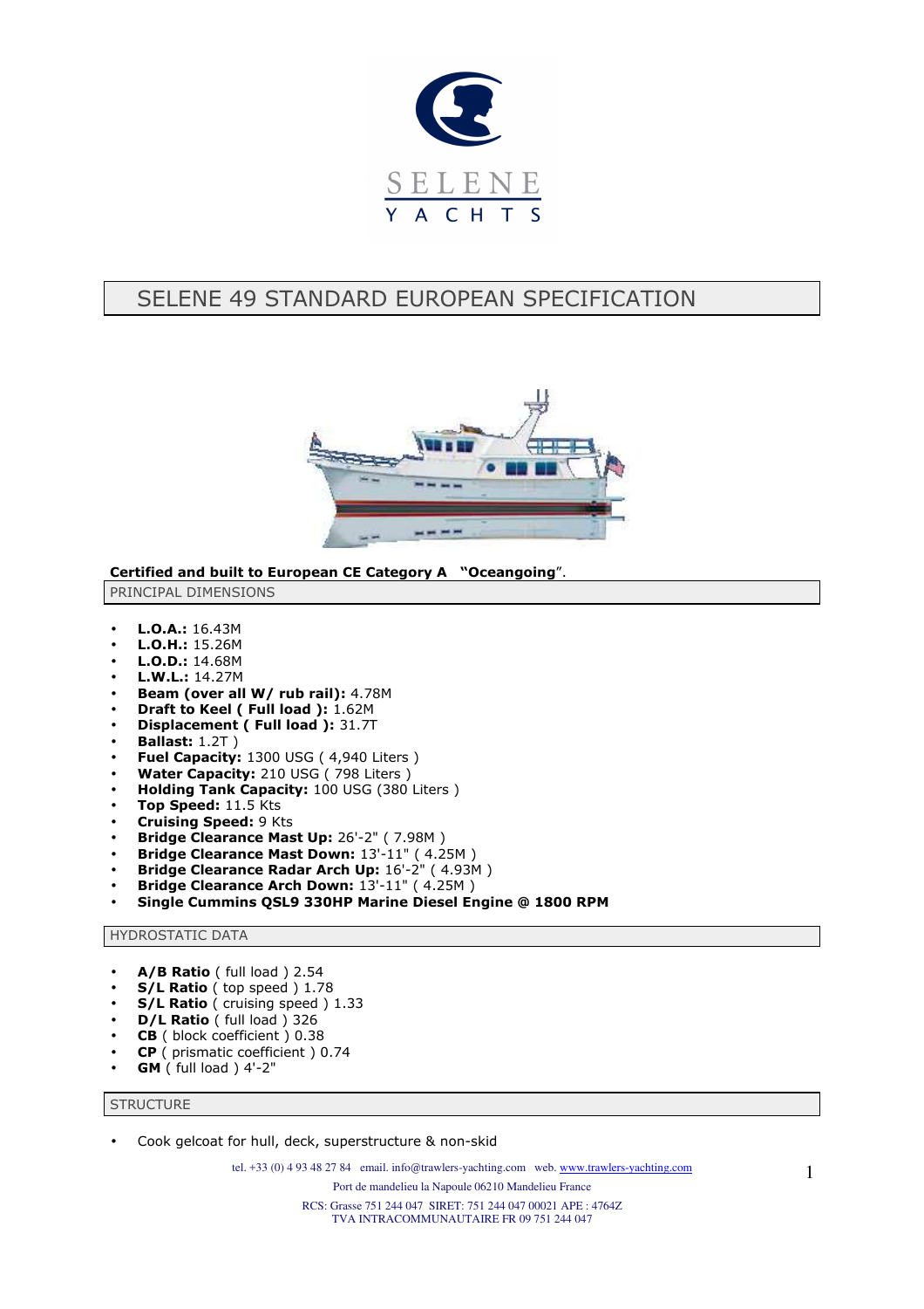SELENE
YACHTS

# SELENE 49 STANDARD EUROPEAN SPECIFICATION

**Certified and built to European CE Category A "Oceangoing"**.

## PRINCIPAL DIMENSIONS

- **L.O.A.:** 16.43M
- **L.O.H.:** 15.26M
- **L.O.D.:** 14.68M
- **L.W.L.:** 14.27M
- **Beam (over all W/ rub rail):** 4.78M
- **Draft to Keel ( Full load ):** 1.62M
- **Displacement ( Full load ):** 31.7T
- **Ballast:** 1.2T )
- **Fuel Capacity:** 1300 USG ( 4,940 Liters )
- **Water Capacity:** 210 USG ( 798 Liters )
- **Holding Tank Capacity:** 100 USG (380 Liters )
- **Top Speed:** 11.5 Kts
- **Cruising Speed:** 9 Kts
- **Bridge Clearance Mast Up:** 26'-2" ( 7.98M )
- **Bridge Clearance Mast Down:** 13'-11" ( 4.25M )
- **Bridge Clearance Radar Arch Up:** 16'-2" ( 4.93M )
- **Bridge Clearance Arch Down:** 13'-11" ( 4.25M )
- **Single Cummins QSL9 330HP Marine Diesel Engine @ 1800 RPM**

## HYDROSTATIC DATA

- **A/B Ratio** ( full load ) 2.54
- **S/L Ratio** ( top speed ) 1.78
- **S/L Ratio** ( cruising speed ) 1.33
- **D/L Ratio** ( full load ) 326
- **CB** ( block coefficient ) 0.38
- **CP** ( prismatic coefficient ) 0.74
- **GM** ( full load ) 4'-2"

## STRUCTURE

- Cook gelcoat for hull, deck, superstructure & non-skid

tel. +33 (0) 4 93 48 27 84 email. info@trawlers-yachting.com web. www.trawlers-yachting.com
Port de mandelieu la Napoule 06210 Mandelieu France
RCS: Grasse 751 244 047 SIRET: 751 244 047 00021 APE : 4764Z
TVA INTRACOMMUNAUTAIRE FR 09 751 244 047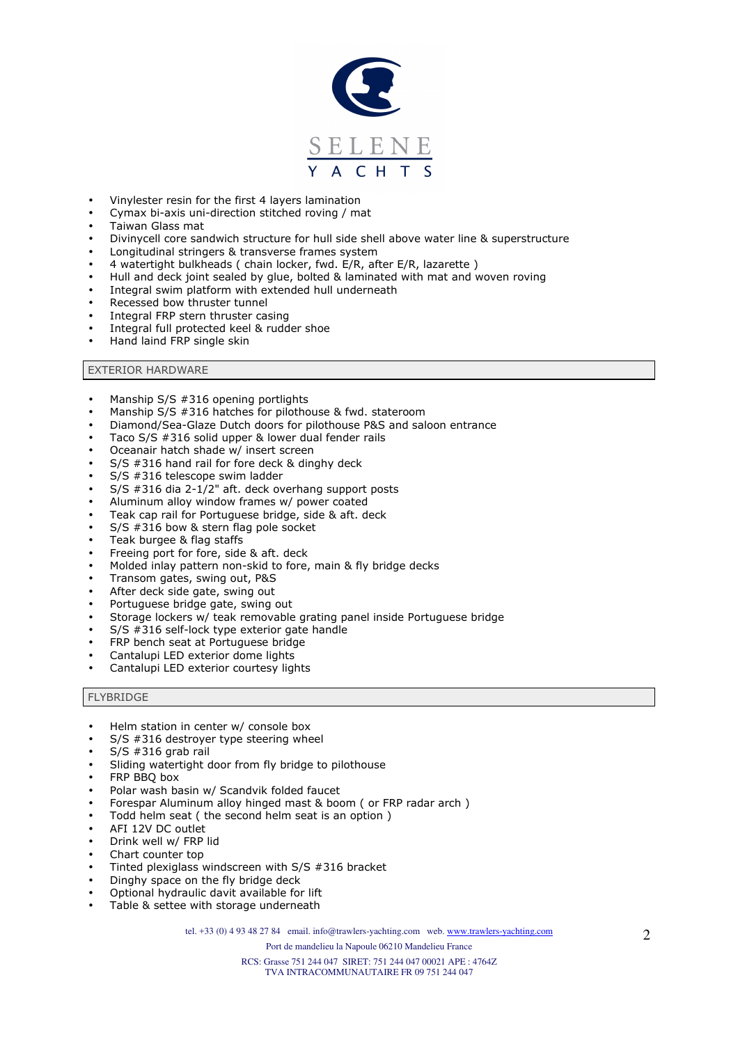- Vinylester resin for the first 4 layers lamination
- Cymax bi-axis uni-direction stitched roving / mat
- Taiwan Glass mat
- Divinycell core sandwich structure for hull side shell above water line & superstructure
- Longitudinal stringers & transverse frames system
- 4 watertight bulkheads ( chain locker, fwd. E/R, after E/R, lazarette )
- Hull and deck joint sealed by glue, bolted & laminated with mat and woven roving
- Integral swim platform with extended hull underneath
- Recessed bow thruster tunnel
- Integral FRP stern thruster casing
- Integral full protected keel & rudder shoe
- Hand laind FRP single skin

## EXTERIOR HARDWARE

- Manship S/S #316 opening portlights
- Manship S/S #316 hatches for pilothouse & fwd. stateroom
- Diamond/Sea-Glaze Dutch doors for pilothouse P&S and saloon entrance
- Taco S/S #316 solid upper & lower dual fender rails
- Oceanair hatch shade w/ insert screen
- S/S #316 hand rail for fore deck & dinghy deck
- S/S #316 telescope swim ladder
- S/S #316 dia 2-1/2" aft. deck overhang support posts
- Aluminum alloy window frames w/ power coated
- Teak cap rail for Portuguese bridge, side & aft. deck
- S/S #316 bow & stern flag pole socket
- Teak burgee & flag staffs
- Freeing port for fore, side & aft. deck
- Molded inlay pattern non-skid to fore, main & fly bridge decks
- Transom gates, swing out, P&S
- After deck side gate, swing out
- Portuguese bridge gate, swing out
- Storage lockers w/ teak removable grating panel inside Portuguese bridge
- S/S #316 self-lock type exterior gate handle
- FRP bench seat at Portuguese bridge
- Cantalupi LED exterior dome lights
- Cantalupi LED exterior courtesy lights

## FLYBRIDGE

- Helm station in center w/ console box
- S/S #316 destroyer type steering wheel
- S/S #316 grab rail
- Sliding watertight door from fly bridge to pilothouse
- FRP BBQ box
- Polar wash basin w/ Scandvik folded faucet
- Forespar Aluminum alloy hinged mast & boom ( or FRP radar arch )
- Todd helm seat ( the second helm seat is an option )
- AFI 12V DC outlet
- Drink well w/ FRP lid
- Chart counter top
- Tinted plexiglass windscreen with S/S #316 bracket
- Dinghy space on the fly bridge deck
- Optional hydraulic davit available for lift
- Table & settee with storage underneath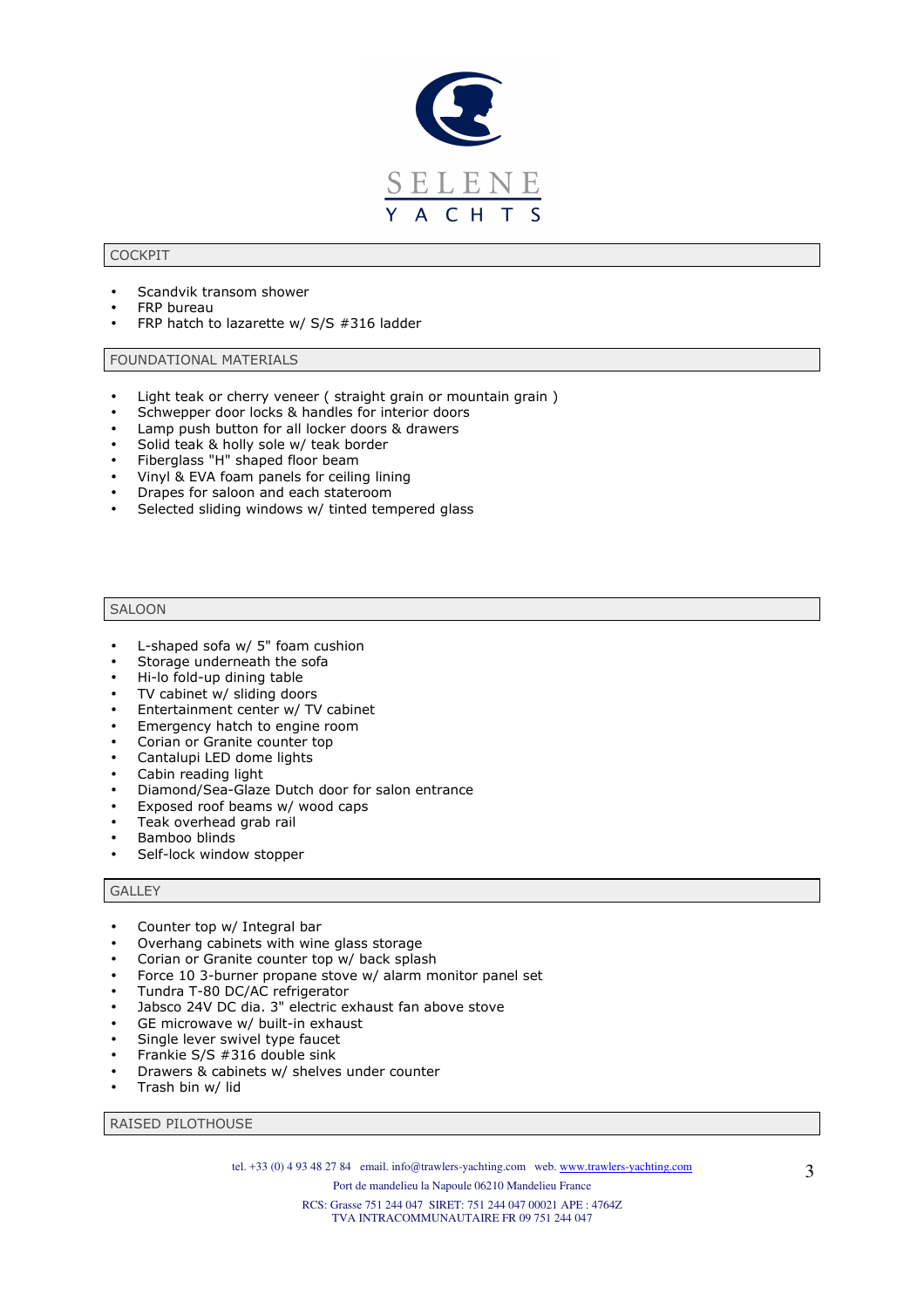## COCKPIT

- Scandvik transom shower
- FRP bureau
- FRP hatch to lazarette w/ S/S #316 ladder

## FOUNDATIONAL MATERIALS

- Light teak or cherry veneer ( straight grain or mountain grain )
- Schwepper door locks & handles for interior doors
- Lamp push button for all locker doors & drawers
- Solid teak & holly sole w/ teak border
- Fiberglass "H" shaped floor beam
- Vinyl & EVA foam panels for ceiling lining
- Drapes for saloon and each stateroom
- Selected sliding windows w/ tinted tempered glass

## SALOON

- L-shaped sofa w/ 5" foam cushion
- Storage underneath the sofa
- Hi-lo fold-up dining table
- TV cabinet w/ sliding doors
- Entertainment center w/ TV cabinet
- Emergency hatch to engine room
- Corian or Granite counter top
- Cantalupi LED dome lights
- Cabin reading light
- Diamond/Sea-Glaze Dutch door for salon entrance
- Exposed roof beams w/ wood caps
- Teak overhead grab rail
- Bamboo blinds
- Self-lock window stopper

## GALLEY

- Counter top w/ Integral bar
- Overhang cabinets with wine glass storage
- Corian or Granite counter top w/ back splash
- Force 10 3-burner propane stove w/ alarm monitor panel set
- Tundra T-80 DC/AC refrigerator
- Jabsco 24V DC dia. 3" electric exhaust fan above stove
- GE microwave w/ built-in exhaust
- Single lever swivel type faucet
- Frankie S/S #316 double sink
- Drawers & cabinets w/ shelves under counter
- Trash bin w/ lid

## RAISED PILOTHOUSE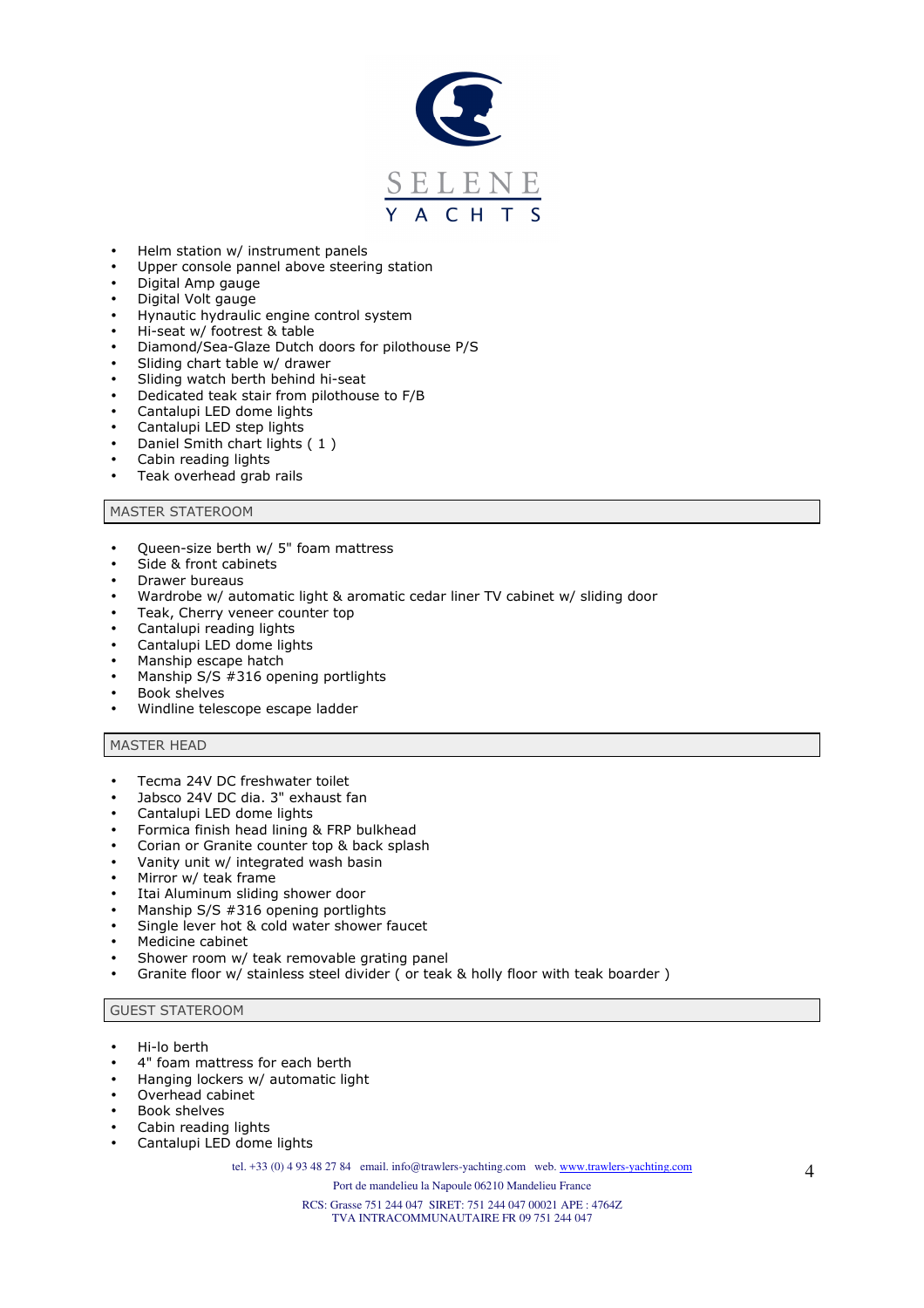- Helm station w/ instrument panels
- Upper console pannel above steering station
- Digital Amp gauge
- Digital Volt gauge
- Hynautic hydraulic engine control system
- Hi-seat w/ footrest & table
- Diamond/Sea-Glaze Dutch doors for pilothouse P/S
- Sliding chart table w/ drawer
- Sliding watch berth behind hi-seat
- Dedicated teak stair from pilothouse to F/B
- Cantalupi LED dome lights
- Cantalupi LED step lights
- Daniel Smith chart lights ( 1 )
- Cabin reading lights
- Teak overhead grab rails

## MASTER STATEROOM

- Queen-size berth w/ 5" foam mattress
- Side & front cabinets
- Drawer bureaus
- Wardrobe w/ automatic light & aromatic cedar liner TV cabinet w/ sliding door
- Teak, Cherry veneer counter top
- Cantalupi reading lights
- Cantalupi LED dome lights
- Manship escape hatch
- Manship S/S #316 opening portlights
- Book shelves
- Windline telescope escape ladder

## MASTER HEAD

- Tecma 24V DC freshwater toilet
- Jabsco 24V DC dia. 3" exhaust fan
- Cantalupi LED dome lights
- Formica finish head lining & FRP bulkhead
- Corian or Granite counter top & back splash
- Vanity unit w/ integrated wash basin
- Mirror w/ teak frame
- Itai Aluminum sliding shower door
- Manship S/S #316 opening portlights
- Single lever hot & cold water shower faucet
- Medicine cabinet
- Shower room w/ teak removable grating panel
- Granite floor w/ stainless steel divider ( or teak & holly floor with teak boarder )

## GUEST STATEROOM

- Hi-lo berth
- 4" foam mattress for each berth
- Hanging lockers w/ automatic light
- Overhead cabinet
- Book shelves
- Cabin reading lights
- Cantalupi LED dome lights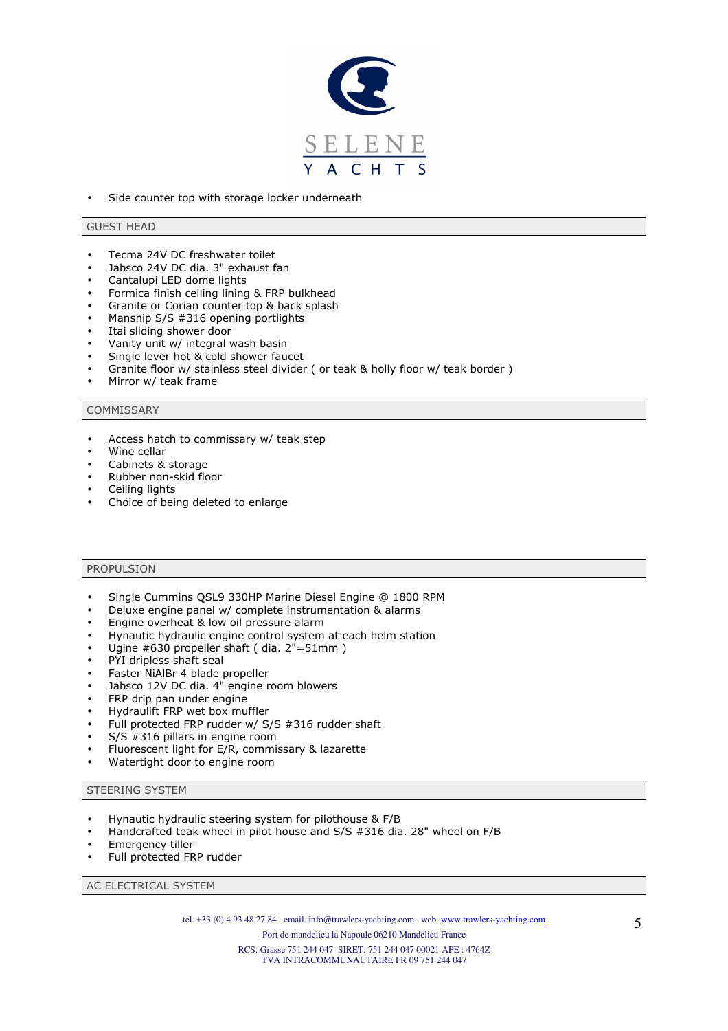- Side counter top with storage locker underneath

## GUEST HEAD

- Tecma 24V DC freshwater toilet
- Jabsco 24V DC dia. 3" exhaust fan
- Cantalupi LED dome lights
- Formica finish ceiling lining & FRP bulkhead
- Granite or Corian counter top & back splash
- Manship S/S #316 opening portlights
- Itai sliding shower door
- Vanity unit w/ integral wash basin
- Single lever hot & cold shower faucet
- Granite floor w/ stainless steel divider ( or teak & holly floor w/ teak border )
- Mirror w/ teak frame

## COMMISSARY

- Access hatch to commissary w/ teak step
- Wine cellar
- Cabinets & storage
- Rubber non-skid floor
- Ceiling lights
- Choice of being deleted to enlarge

## PROPULSION

- Single Cummins QSL9 330HP Marine Diesel Engine @ 1800 RPM
- Deluxe engine panel w/ complete instrumentation & alarms
- Engine overheat & low oil pressure alarm
- Hynautic hydraulic engine control system at each helm station
- Ugine #630 propeller shaft ( dia. 2"=51mm )
- PYI dripless shaft seal
- Faster NiAlBr 4 blade propeller
- Jabsco 12V DC dia. 4" engine room blowers
- FRP drip pan under engine
- Hydraulift FRP wet box muffler
- Full protected FRP rudder w/ S/S #316 rudder shaft
- S/S #316 pillars in engine room
- Fluorescent light for E/R, commissary & lazarette
- Watertight door to engine room

## STEERING SYSTEM

- Hynautic hydraulic steering system for pilothouse & F/B
- Handcrafted teak wheel in pilot house and S/S #316 dia. 28" wheel on F/B
- Emergency tiller
- Full protected FRP rudder

## AC ELECTRICAL SYSTEM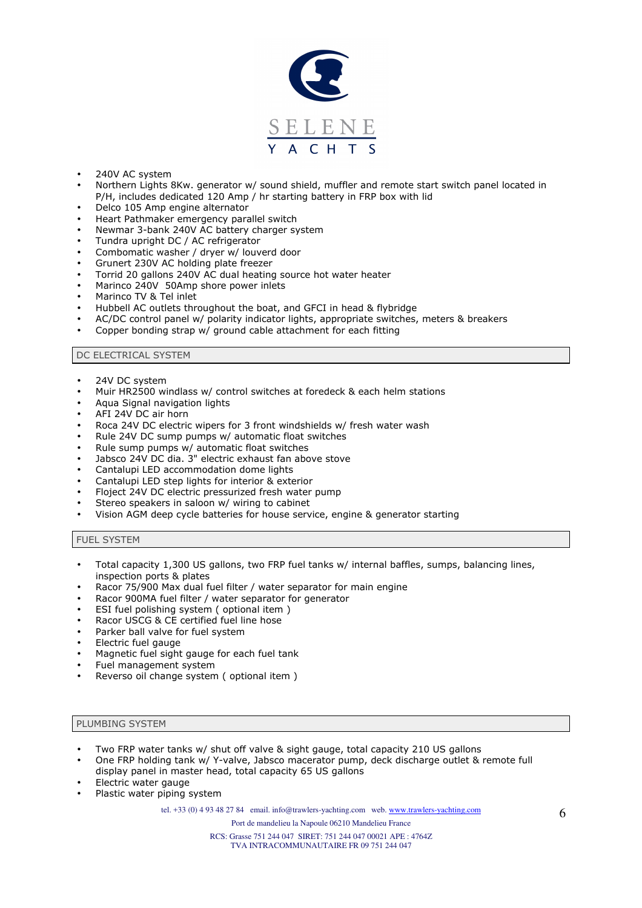- 240V AC system
- Northern Lights 8Kw. generator w/ sound shield, muffler and remote start switch panel located in P/H, includes dedicated 120 Amp / hr starting battery in FRP box with lid
- Delco 105 Amp engine alternator
- Heart Pathmaker emergency parallel switch
- Newmar 3-bank 240V AC battery charger system
- Tundra upright DC / AC refrigerator
- Combomatic washer / dryer w/ louverd door
- Grunert 230V AC holding plate freezer
- Torrid 20 gallons 240V AC dual heating source hot water heater
- Marinco 240V 50Amp shore power inlets
- Marinco TV & Tel inlet
- Hubbell AC outlets throughout the boat, and GFCI in head & flybridge
- AC/DC control panel w/ polarity indicator lights, appropriate switches, meters & breakers
- Copper bonding strap w/ ground cable attachment for each fitting

## DC ELECTRICAL SYSTEM

- 24V DC system
- Muir HR2500 windlass w/ control switches at foredeck & each helm stations
- Aqua Signal navigation lights
- AFI 24V DC air horn
- Roca 24V DC electric wipers for 3 front windshields w/ fresh water wash
- Rule 24V DC sump pumps w/ automatic float switches
- Rule sump pumps w/ automatic float switches
- Jabsco 24V DC dia. 3" electric exhaust fan above stove
- Cantalupi LED accommodation dome lights
- Cantalupi LED step lights for interior & exterior
- Floject 24V DC electric pressurized fresh water pump
- Stereo speakers in saloon w/ wiring to cabinet
- Vision AGM deep cycle batteries for house service, engine & generator starting

## FUEL SYSTEM

- Total capacity 1,300 US gallons, two FRP fuel tanks w/ internal baffles, sumps, balancing lines, inspection ports & plates
- Racor 75/900 Max dual fuel filter / water separator for main engine
- Racor 900MA fuel filter / water separator for generator
- ESI fuel polishing system ( optional item )
- Racor USCG & CE certified fuel line hose
- Parker ball valve for fuel system
- Electric fuel gauge
- Magnetic fuel sight gauge for each fuel tank
- Fuel management system
- Reverso oil change system ( optional item )

## PLUMBING SYSTEM

- Two FRP water tanks w/ shut off valve & sight gauge, total capacity 210 US gallons
- One FRP holding tank w/ Y-valve, Jabsco macerator pump, deck discharge outlet & remote full display panel in master head, total capacity 65 US gallons
- Electric water gauge
- Plastic water piping system

tel. +33 (0) 4 93 48 27 84 email. info@trawlers-yachting.com web. www.trawlers-yachting.com

Port de mandelieu la Napoule 06210 Mandelieu France

RCS: Grasse 751 244 047 SIRET: 751 244 047 00021 APE : 4764Z
TVA INTRACOMMUNAUTAIRE FR 09 751 244 047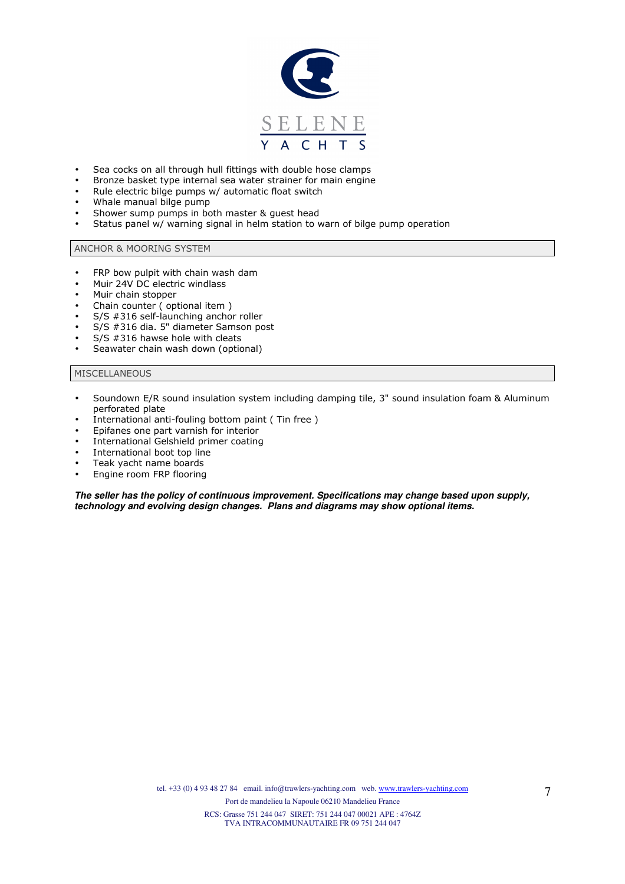- Sea cocks on all through hull fittings with double hose clamps
- Bronze basket type internal sea water strainer for main engine
- Rule electric bilge pumps w/ automatic float switch
- Whale manual bilge pump
- Shower sump pumps in both master & guest head
- Status panel w/ warning signal in helm station to warn of bilge pump operation

## ANCHOR & MOORING SYSTEM

- FRP bow pulpit with chain wash dam
- Muir 24V DC electric windlass
- Muir chain stopper
- Chain counter ( optional item )
- S/S #316 self-launching anchor roller
- S/S #316 dia. 5" diameter Samson post
- S/S #316 hawse hole with cleats
- Seawater chain wash down (optional)

## MISCELLANEOUS

- Soundown E/R sound insulation system including damping tile, 3" sound insulation foam & Aluminum perforated plate
- International anti-fouling bottom paint ( Tin free )
- Epifanes one part varnish for interior
- International Gelshield primer coating
- International boot top line
- Teak yacht name boards
- Engine room FRP flooring

***The seller has the policy of continuous improvement. Specifications may change based upon supply, technology and evolving design changes. Plans and diagrams may show optional items.***